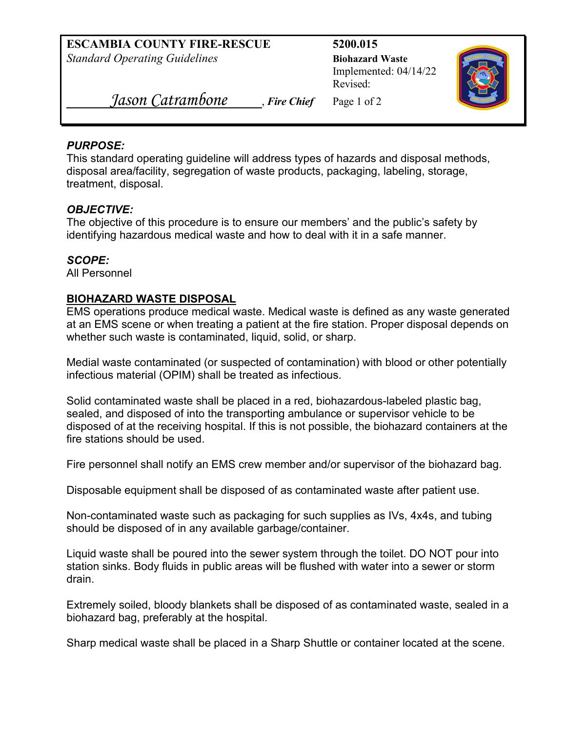**ESCAMBIA COUNTY FIRE-RESCUE**
*Standard Operating Guidelines*

*Jason Catrambone*, ***Fire Chief***

**5200.015**
**Biohazard Waste**
Implemented: 04/14/22
Revised:

### *PURPOSE:*

This standard operating guideline will address types of hazards and disposal methods, disposal area/facility, segregation of waste products, packaging, labeling, storage, treatment, disposal.

### *OBJECTIVE:*

The objective of this procedure is to ensure our members' and the public's safety by identifying hazardous medical waste and how to deal with it in a safe manner.

### *SCOPE:*

All Personnel

## BIOHAZARD WASTE DISPOSAL

EMS operations produce medical waste. Medical waste is defined as any waste generated at an EMS scene or when treating a patient at the fire station. Proper disposal depends on whether such waste is contaminated, liquid, solid, or sharp.

Medial waste contaminated (or suspected of contamination) with blood or other potentially infectious material (OPIM) shall be treated as infectious.

Solid contaminated waste shall be placed in a red, biohazardous-labeled plastic bag, sealed, and disposed of into the transporting ambulance or supervisor vehicle to be disposed of at the receiving hospital. If this is not possible, the biohazard containers at the fire stations should be used.

Fire personnel shall notify an EMS crew member and/or supervisor of the biohazard bag.

Disposable equipment shall be disposed of as contaminated waste after patient use.

Non-contaminated waste such as packaging for such supplies as IVs, 4x4s, and tubing should be disposed of in any available garbage/container.

Liquid waste shall be poured into the sewer system through the toilet. DO NOT pour into station sinks. Body fluids in public areas will be flushed with water into a sewer or storm drain.

Extremely soiled, bloody blankets shall be disposed of as contaminated waste, sealed in a biohazard bag, preferably at the hospital.

Sharp medical waste shall be placed in a Sharp Shuttle or container located at the scene.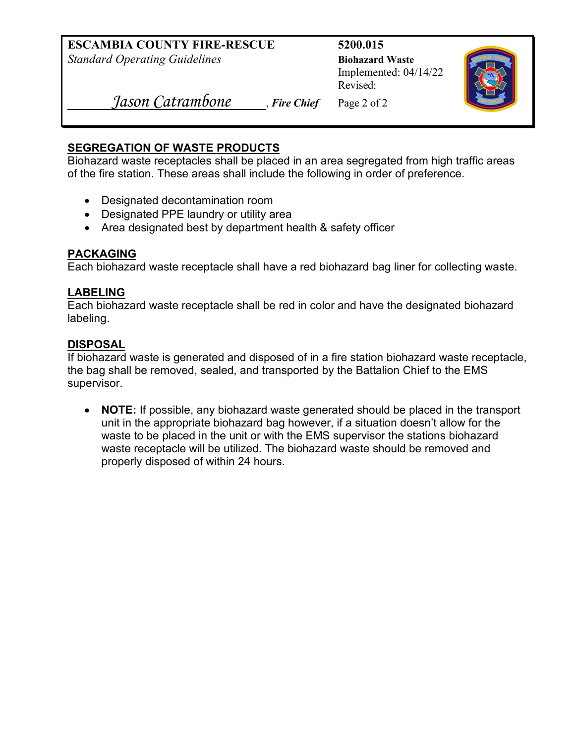## SEGREGATION OF WASTE PRODUCTS

Biohazard waste receptacles shall be placed in an area segregated from high traffic areas of the fire station. These areas shall include the following in order of preference.

- Designated decontamination room
- Designated PPE laundry or utility area
- Area designated best by department health & safety officer

## PACKAGING

Each biohazard waste receptacle shall have a red biohazard bag liner for collecting waste.

## LABELING

Each biohazard waste receptacle shall be red in color and have the designated biohazard labeling.

## DISPOSAL

If biohazard waste is generated and disposed of in a fire station biohazard waste receptacle, the bag shall be removed, sealed, and transported by the Battalion Chief to the EMS supervisor.

- **NOTE:** If possible, any biohazard waste generated should be placed in the transport unit in the appropriate biohazard bag however, if a situation doesn't allow for the waste to be placed in the unit or with the EMS supervisor the stations biohazard waste receptacle will be utilized. The biohazard waste should be removed and properly disposed of within 24 hours.